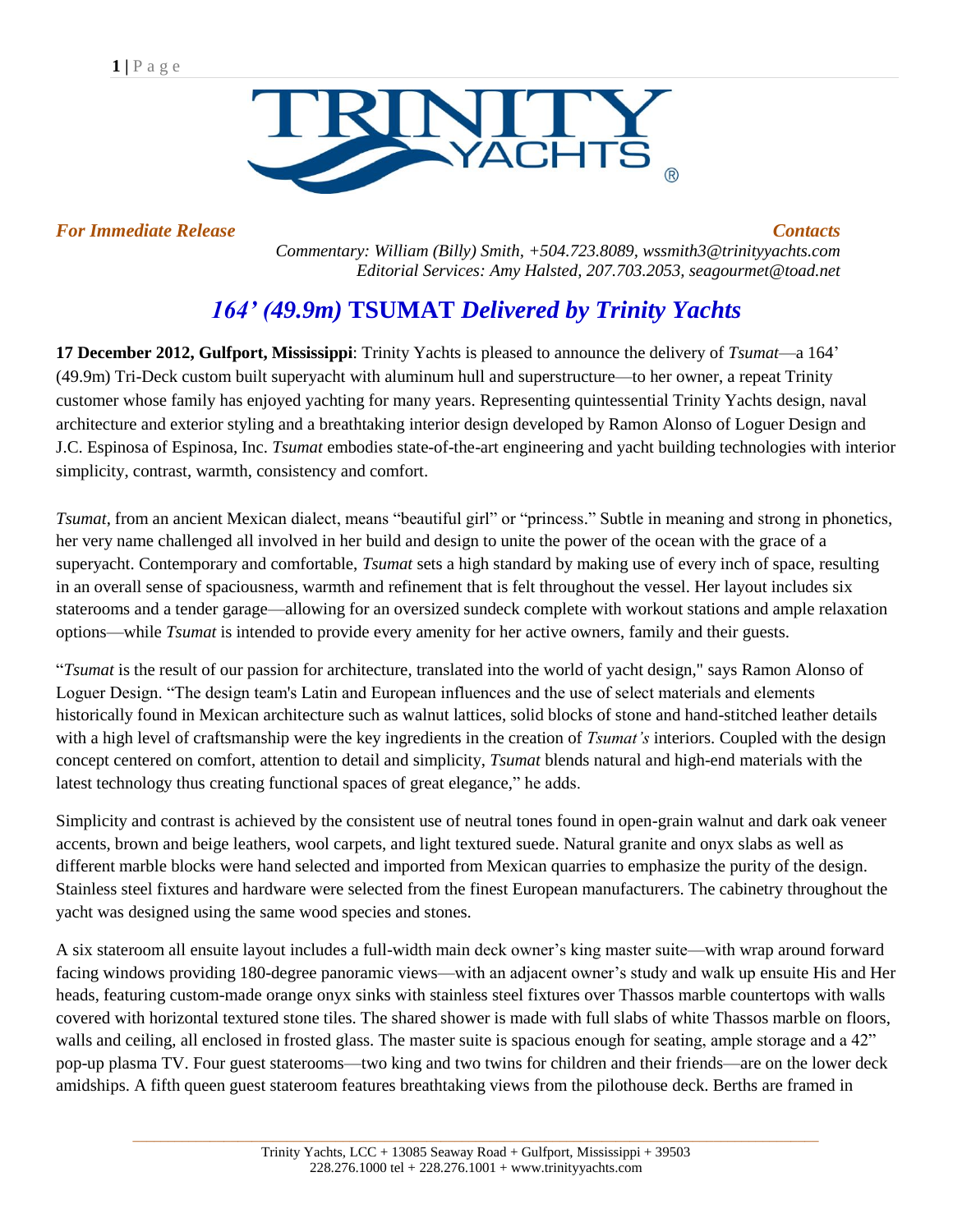TRINITY YACHTS ®

*For Immediate Release*

*Contacts*

*Commentary: William (Billy) Smith, +504.723.8089, wssmith3@trinityyachts.com*
*Editorial Services: Amy Halsted, 207.703.2053, seagourmet@toad.net*

# *164' (49.9m)* TSUMAT *Delivered by Trinity Yachts*

**17 December 2012, Gulfport, Mississippi**: Trinity Yachts is pleased to announce the delivery of *Tsumat*—a 164' (49.9m) Tri-Deck custom built superyacht with aluminum hull and superstructure—to her owner, a repeat Trinity customer whose family has enjoyed yachting for many years. Representing quintessential Trinity Yachts design, naval architecture and exterior styling and a breathtaking interior design developed by Ramon Alonso of Loguer Design and J.C. Espinosa of Espinosa, Inc. *Tsumat* embodies state-of-the-art engineering and yacht building technologies with interior simplicity, contrast, warmth, consistency and comfort.

*Tsumat*, from an ancient Mexican dialect, means "beautiful girl" or "princess." Subtle in meaning and strong in phonetics, her very name challenged all involved in her build and design to unite the power of the ocean with the grace of a superyacht. Contemporary and comfortable, *Tsumat* sets a high standard by making use of every inch of space, resulting in an overall sense of spaciousness, warmth and refinement that is felt throughout the vessel. Her layout includes six staterooms and a tender garage—allowing for an oversized sundeck complete with workout stations and ample relaxation options—while *Tsumat* is intended to provide every amenity for her active owners, family and their guests.

"*Tsumat* is the result of our passion for architecture, translated into the world of yacht design," says Ramon Alonso of Loguer Design. "The design team's Latin and European influences and the use of select materials and elements historically found in Mexican architecture such as walnut lattices, solid blocks of stone and hand-stitched leather details with a high level of craftsmanship were the key ingredients in the creation of *Tsumat's* interiors. Coupled with the design concept centered on comfort, attention to detail and simplicity, *Tsumat* blends natural and high-end materials with the latest technology thus creating functional spaces of great elegance," he adds.

Simplicity and contrast is achieved by the consistent use of neutral tones found in open-grain walnut and dark oak veneer accents, brown and beige leathers, wool carpets, and light textured suede. Natural granite and onyx slabs as well as different marble blocks were hand selected and imported from Mexican quarries to emphasize the purity of the design. Stainless steel fixtures and hardware were selected from the finest European manufacturers. The cabinetry throughout the yacht was designed using the same wood species and stones.

A six stateroom all ensuite layout includes a full-width main deck owner's king master suite—with wrap around forward facing windows providing 180-degree panoramic views—with an adjacent owner's study and walk up ensuite His and Her heads, featuring custom-made orange onyx sinks with stainless steel fixtures over Thassos marble countertops with walls covered with horizontal textured stone tiles. The shared shower is made with full slabs of white Thassos marble on floors, walls and ceiling, all enclosed in frosted glass. The master suite is spacious enough for seating, ample storage and a 42" pop-up plasma TV. Four guest staterooms—two king and two twins for children and their friends—are on the lower deck amidships. A fifth queen guest stateroom features breathtaking views from the pilothouse deck. Berths are framed in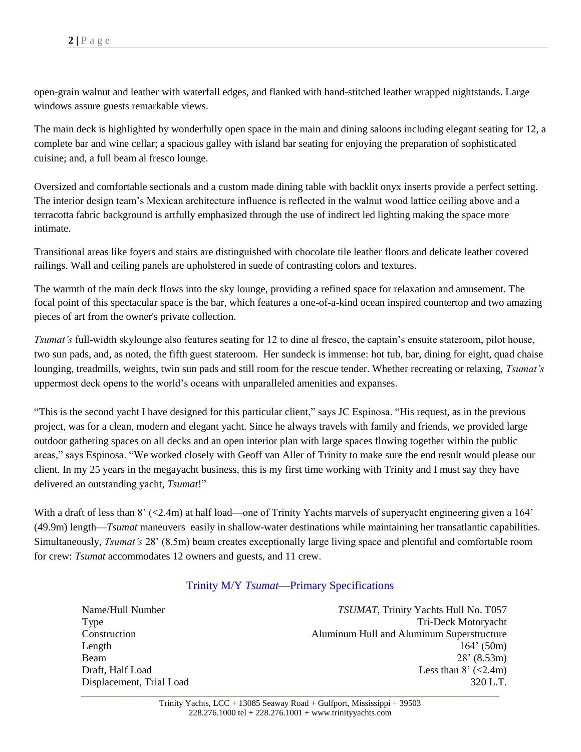open-grain walnut and leather with waterfall edges, and flanked with hand-stitched leather wrapped nightstands. Large windows assure guests remarkable views.

The main deck is highlighted by wonderfully open space in the main and dining saloons including elegant seating for 12, a complete bar and wine cellar; a spacious galley with island bar seating for enjoying the preparation of sophisticated cuisine; and, a full beam al fresco lounge.

Oversized and comfortable sectionals and a custom made dining table with backlit onyx inserts provide a perfect setting. The interior design team's Mexican architecture influence is reflected in the walnut wood lattice ceiling above and a terracotta fabric background is artfully emphasized through the use of indirect led lighting making the space more intimate.

Transitional areas like foyers and stairs are distinguished with chocolate tile leather floors and delicate leather covered railings. Wall and ceiling panels are upholstered in suede of contrasting colors and textures.

The warmth of the main deck flows into the sky lounge, providing a refined space for relaxation and amusement. The focal point of this spectacular space is the bar, which features a one-of-a-kind ocean inspired countertop and two amazing pieces of art from the owner's private collection.

*Tsumat's* full-width skylounge also features seating for 12 to dine al fresco, the captain's ensuite stateroom, pilot house, two sun pads, and, as noted, the fifth guest stateroom. Her sundeck is immense: hot tub, bar, dining for eight, quad chaise lounging, treadmills, weights, twin sun pads and still room for the rescue tender. Whether recreating or relaxing, *Tsumat's* uppermost deck opens to the world's oceans with unparalleled amenities and expanses.

"This is the second yacht I have designed for this particular client," says JC Espinosa. "His request, as in the previous project, was for a clean, modern and elegant yacht. Since he always travels with family and friends, we provided large outdoor gathering spaces on all decks and an open interior plan with large spaces flowing together within the public areas," says Espinosa. "We worked closely with Geoff van Aller of Trinity to make sure the end result would please our client. In my 25 years in the megayacht business, this is my first time working with Trinity and I must say they have delivered an outstanding yacht, *Tsumat*!"

With a draft of less than 8' (<2.4m) at half load—one of Trinity Yachts marvels of superyacht engineering given a 164' (49.9m) length—*Tsumat* maneuvers easily in shallow-water destinations while maintaining her transatlantic capabilities. Simultaneously, *Tsumat's* 28' (8.5m) beam creates exceptionally large living space and plentiful and comfortable room for crew: *Tsumat* accommodates 12 owners and guests, and 11 crew.

## Trinity M/Y *Tsumat*—Primary Specifications

| | |
|---|---|
| Name/Hull Number | *TSUMAT*, Trinity Yachts Hull No. T057 |
| Type | Tri-Deck Motoryacht |
| Construction | Aluminum Hull and Aluminum Superstructure |
| Length | 164' (50m) |
| Beam | 28' (8.53m) |
| Draft, Half Load | Less than 8' (<2.4m) |
| Displacement, Trial Load | 320 L.T. |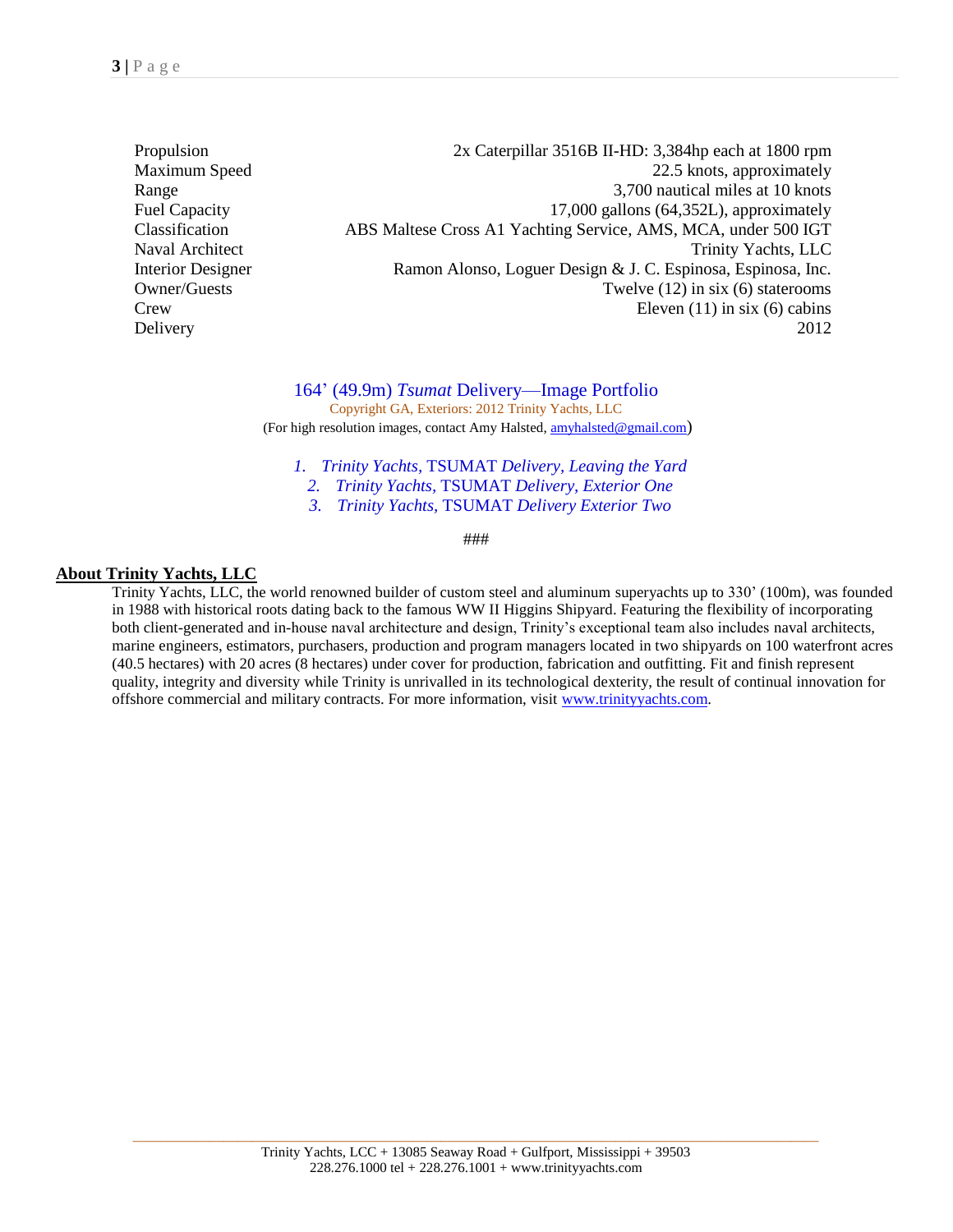| | |
|---|---|
| Propulsion | 2x Caterpillar 3516B II-HD: 3,384hp each at 1800 rpm |
| Maximum Speed | 22.5 knots, approximately |
| Range | 3,700 nautical miles at 10 knots |
| Fuel Capacity | 17,000 gallons (64,352L), approximately |
| Classification | ABS Maltese Cross A1 Yachting Service, AMS, MCA, under 500 IGT |
| Naval Architect | Trinity Yachts, LLC |
| Interior Designer | Ramon Alonso, Loguer Design & J. C. Espinosa, Espinosa, Inc. |
| Owner/Guests | Twelve (12) in six (6) staterooms |
| Crew | Eleven (11) in six (6) cabins |
| Delivery | 2012 |

164' (49.9m) *Tsumat* Delivery—Image Portfolio

Copyright GA, Exteriors: 2012 Trinity Yachts, LLC

(For high resolution images, contact Amy Halsted, amyhalsted@gmail.com)

1. *Trinity Yachts,* TSUMAT *Delivery, Leaving the Yard*
2. *Trinity Yachts,* TSUMAT *Delivery, Exterior One*
3. *Trinity Yachts,* TSUMAT *Delivery Exterior Two*

###

## About Trinity Yachts, LLC

Trinity Yachts, LLC, the world renowned builder of custom steel and aluminum superyachts up to 330' (100m), was founded in 1988 with historical roots dating back to the famous WW II Higgins Shipyard. Featuring the flexibility of incorporating both client-generated and in-house naval architecture and design, Trinity's exceptional team also includes naval architects, marine engineers, estimators, purchasers, production and program managers located in two shipyards on 100 waterfront acres (40.5 hectares) with 20 acres (8 hectares) under cover for production, fabrication and outfitting. Fit and finish represent quality, integrity and diversity while Trinity is unrivalled in its technological dexterity, the result of continual innovation for offshore commercial and military contracts. For more information, visit www.trinityyachts.com.

Trinity Yachts, LCC + 13085 Seaway Road + Gulfport, Mississippi + 39503
228.276.1000 tel + 228.276.1001 + www.trinityyachts.com